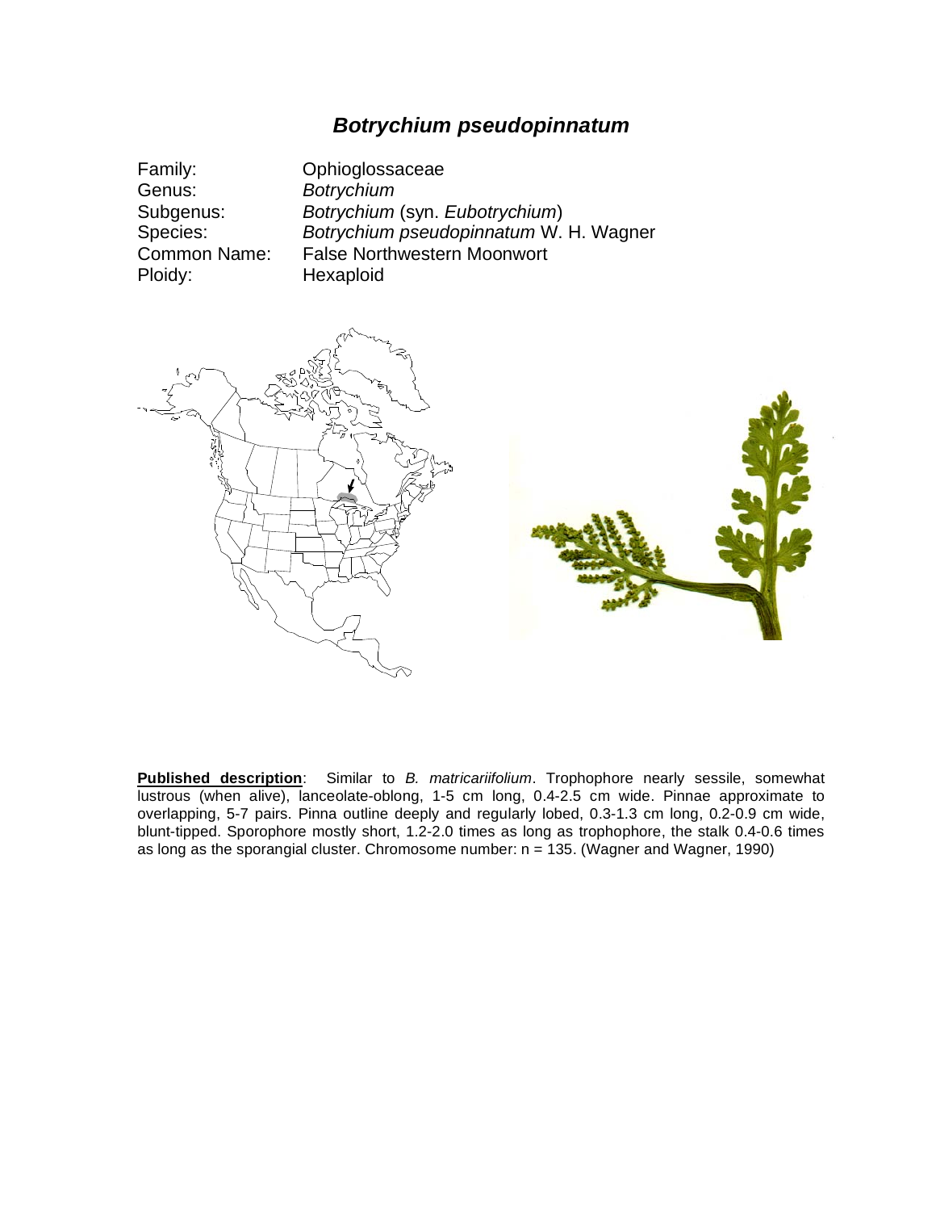# *Botrychium pseudopinnatum*

| | |
|---|---|
| Family: | Ophioglossaceae |
| Genus: | *Botrychium* |
| Subgenus: | *Botrychium* (syn. *Eubotrychium*) |
| Species: | *Botrychium pseudopinnatum* W. H. Wagner |
| Common Name: | False Northwestern Moonwort |
| Ploidy: | Hexaploid |

**Published description**: Similar to *B. matricariifolium*. Trophophore nearly sessile, somewhat lustrous (when alive), lanceolate-oblong, 1-5 cm long, 0.4-2.5 cm wide. Pinnae approximate to overlapping, 5-7 pairs. Pinna outline deeply and regularly lobed, 0.3-1.3 cm long, 0.2-0.9 cm wide, blunt-tipped. Sporophore mostly short, 1.2-2.0 times as long as trophophore, the stalk 0.4-0.6 times as long as the sporangial cluster. Chromosome number: n = 135. (Wagner and Wagner, 1990)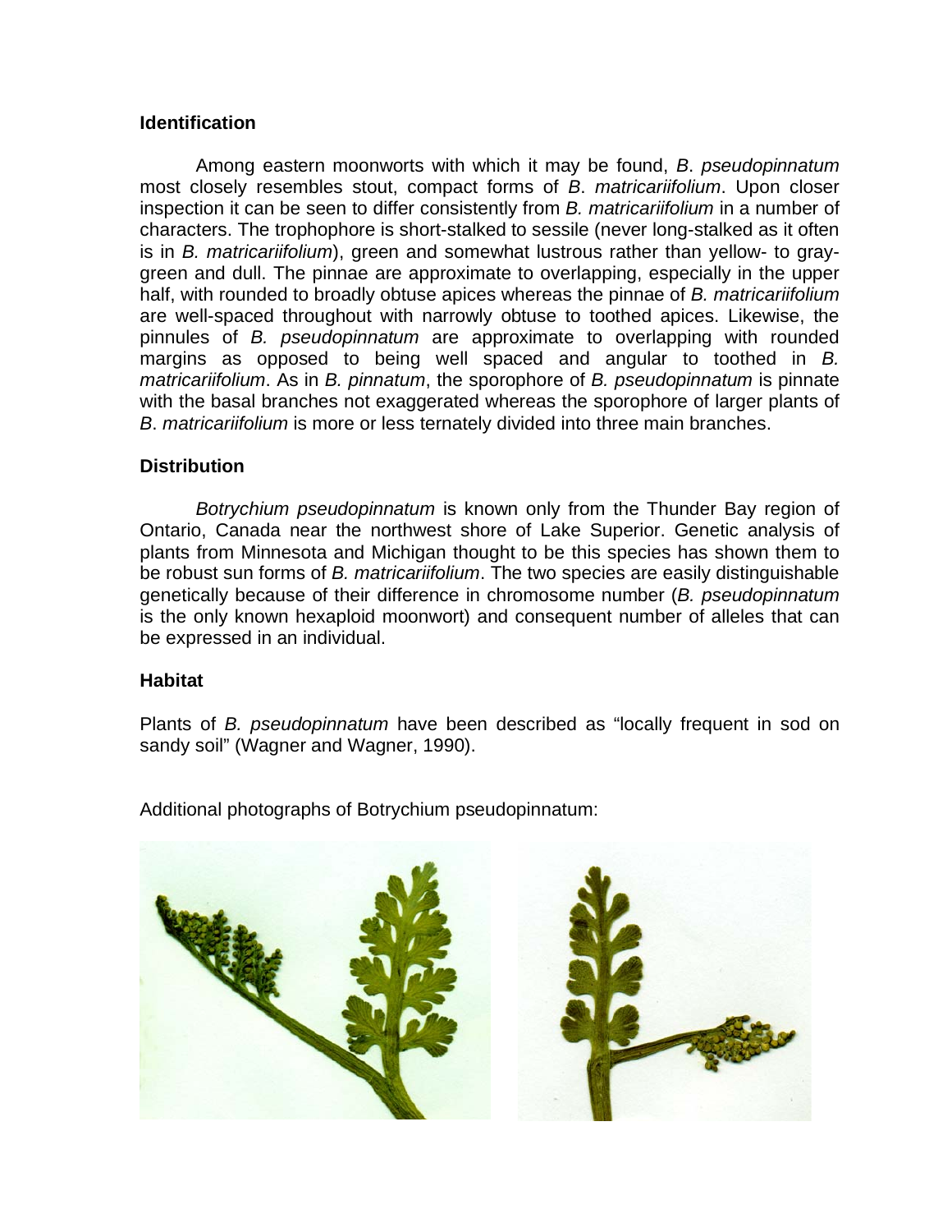## Identification

Among eastern moonworts with which it may be found, *B. pseudopinnatum* most closely resembles stout, compact forms of *B. matricariifolium*. Upon closer inspection it can be seen to differ consistently from *B. matricariifolium* in a number of characters. The trophophore is short-stalked to sessile (never long-stalked as it often is in *B. matricariifolium*), green and somewhat lustrous rather than yellow- to gray-green and dull. The pinnae are approximate to overlapping, especially in the upper half, with rounded to broadly obtuse apices whereas the pinnae of *B. matricariifolium* are well-spaced throughout with narrowly obtuse to toothed apices. Likewise, the pinnules of *B. pseudopinnatum* are approximate to overlapping with rounded margins as opposed to being well spaced and angular to toothed in *B. matricariifolium*. As in *B. pinnatum*, the sporophore of *B. pseudopinnatum* is pinnate with the basal branches not exaggerated whereas the sporophore of larger plants of *B. matricariifolium* is more or less ternately divided into three main branches.

## Distribution

*Botrychium pseudopinnatum* is known only from the Thunder Bay region of Ontario, Canada near the northwest shore of Lake Superior. Genetic analysis of plants from Minnesota and Michigan thought to be this species has shown them to be robust sun forms of *B. matricariifolium*. The two species are easily distinguishable genetically because of their difference in chromosome number (*B. pseudopinnatum* is the only known hexaploid moonwort) and consequent number of alleles that can be expressed in an individual.

## Habitat

Plants of *B. pseudopinnatum* have been described as "locally frequent in sod on sandy soil" (Wagner and Wagner, 1990).

Additional photographs of Botrychium pseudopinnatum: